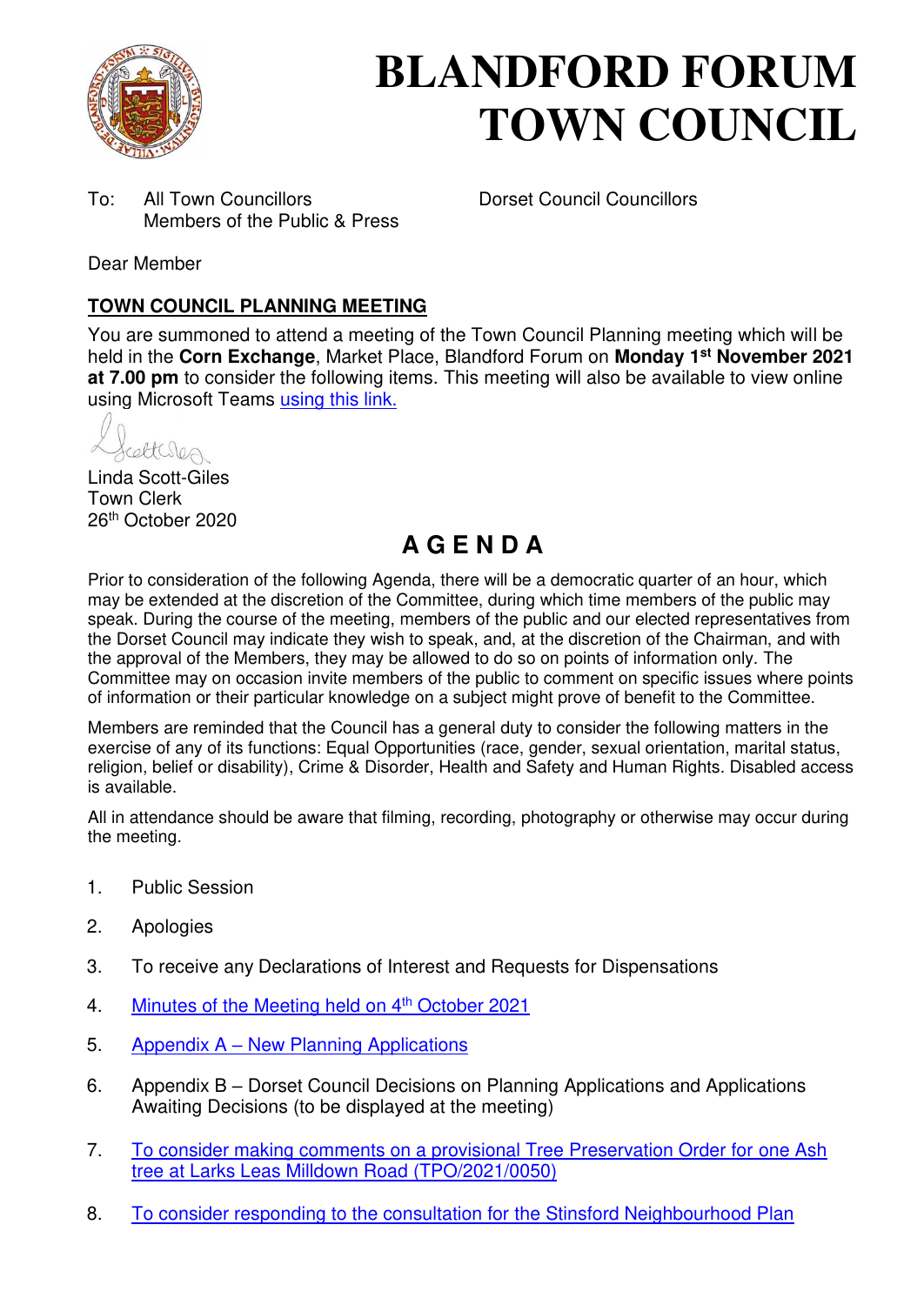# BLANDFORD FORUM TOWN COUNCIL

To: All Town Councillors
Members of the Public & Press

Dorset Council Councillors

Dear Member

## TOWN COUNCIL PLANNING MEETING

You are summoned to attend a meeting of the Town Council Planning meeting which will be held in the **Corn Exchange**, Market Place, Blandford Forum on **Monday 1st November 2021 at 7.00 pm** to consider the following items. This meeting will also be available to view online using Microsoft Teams using this link.

Linda Scott-Giles
Town Clerk
26th October 2020

# A G E N D A

Prior to consideration of the following Agenda, there will be a democratic quarter of an hour, which may be extended at the discretion of the Committee, during which time members of the public may speak. During the course of the meeting, members of the public and our elected representatives from the Dorset Council may indicate they wish to speak, and, at the discretion of the Chairman, and with the approval of the Members, they may be allowed to do so on points of information only. The Committee may on occasion invite members of the public to comment on specific issues where points of information or their particular knowledge on a subject might prove of benefit to the Committee.

Members are reminded that the Council has a general duty to consider the following matters in the exercise of any of its functions: Equal Opportunities (race, gender, sexual orientation, marital status, religion, belief or disability), Crime & Disorder, Health and Safety and Human Rights. Disabled access is available.

All in attendance should be aware that filming, recording, photography or otherwise may occur during the meeting.

1. Public Session
2. Apologies
3. To receive any Declarations of Interest and Requests for Dispensations
4. Minutes of the Meeting held on 4th October 2021
5. Appendix A – New Planning Applications
6. Appendix B – Dorset Council Decisions on Planning Applications and Applications Awaiting Decisions (to be displayed at the meeting)
7. To consider making comments on a provisional Tree Preservation Order for one Ash tree at Larks Leas Milldown Road (TPO/2021/0050)
8. To consider responding to the consultation for the Stinsford Neighbourhood Plan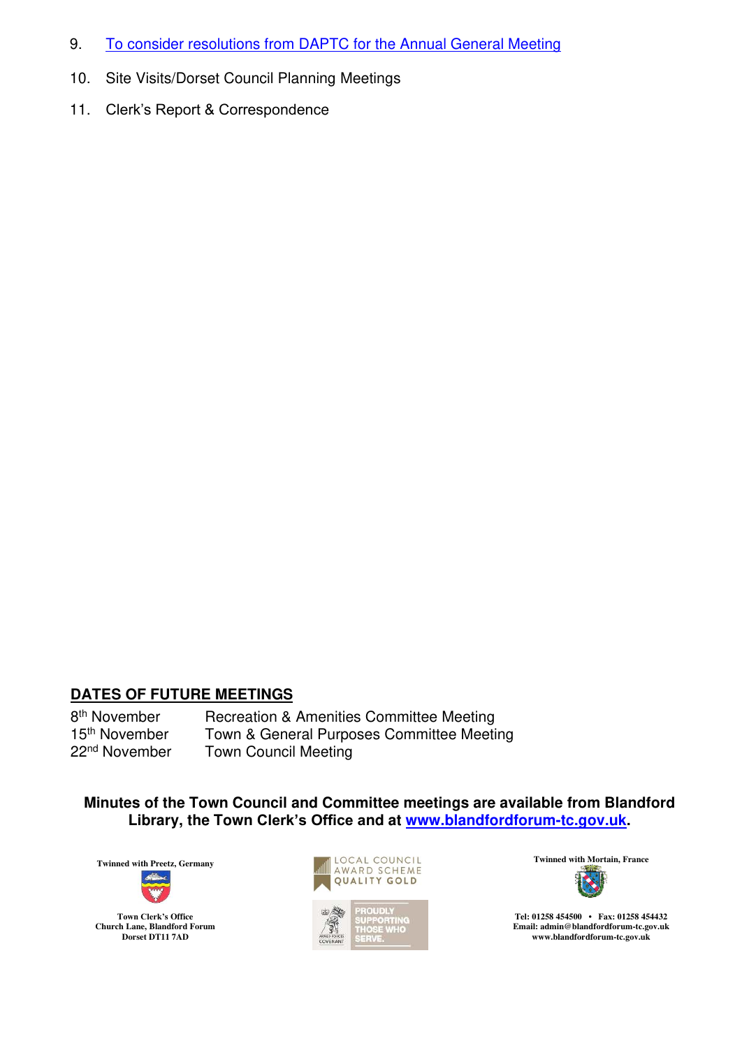9. [To consider resolutions from DAPTC for the Annual General Meeting]()
10. Site Visits/Dorset Council Planning Meetings
11. Clerk's Report & Correspondence

## DATES OF FUTURE MEETINGS

| | |
|---|---|
| 8th November | Recreation & Amenities Committee Meeting |
| 15th November | Town & General Purposes Committee Meeting |
| 22nd November | Town Council Meeting |

**Minutes of the Town Council and Committee meetings are available from Blandford Library, the Town Clerk's Office and at [www.blandfordforum-tc.gov.uk](http://www.blandfordforum-tc.gov.uk).**

**Twinned with Preetz, Germany**

**Town Clerk's Office**
**Church Lane, Blandford Forum**
**Dorset DT11 7AD**

LOCAL COUNCIL AWARD SCHEME QUALITY GOLD

ARMED FORCES COVENANT — PROUDLY SUPPORTING THOSE WHO SERVE.

**Twinned with Mortain, France**

**Tel: 01258 454500 • Fax: 01258 454432**
**Email: admin@blandfordforum-tc.gov.uk**
**www.blandfordforum-tc.gov.uk**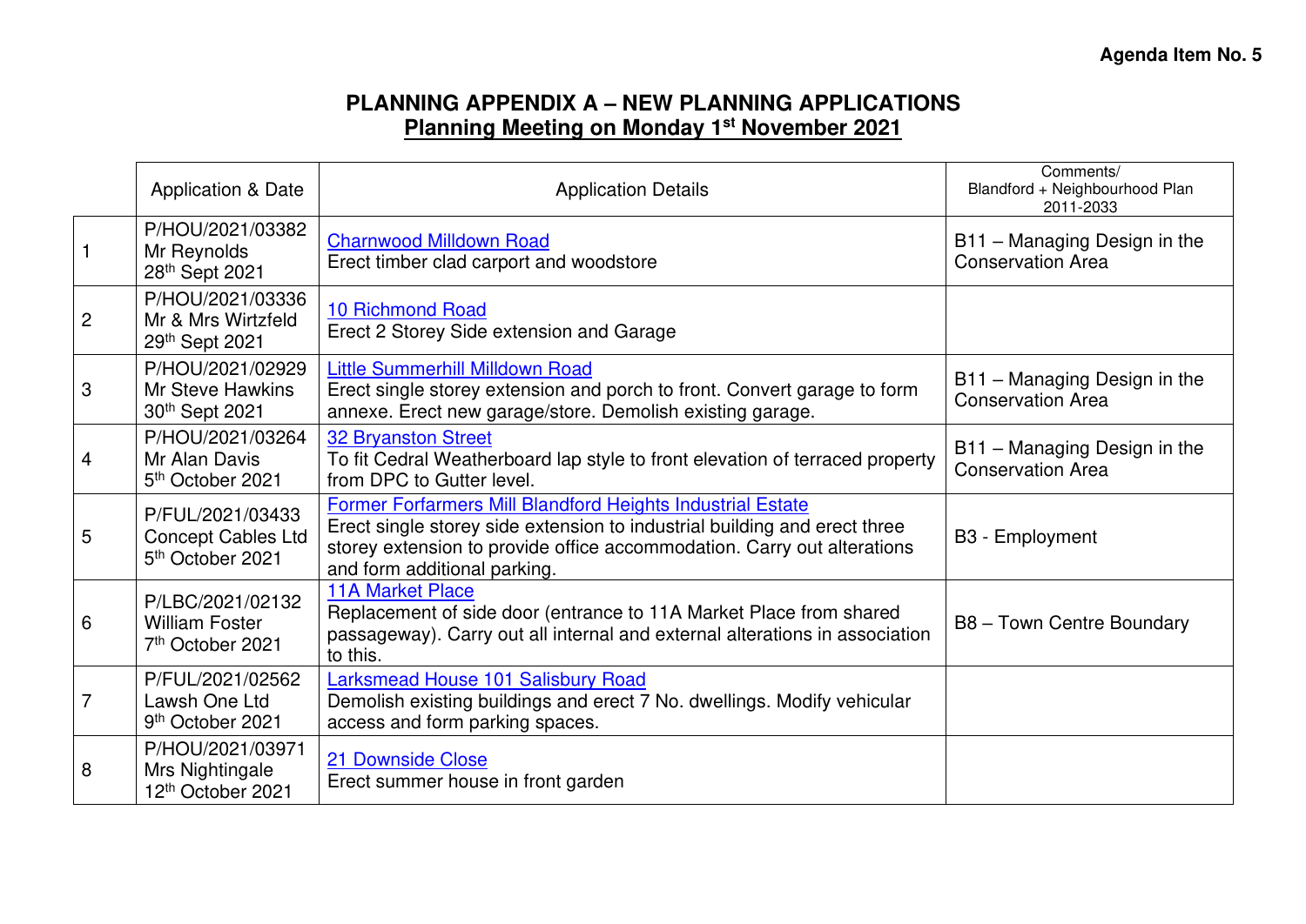**Agenda Item No. 5**

# PLANNING APPENDIX A – NEW PLANNING APPLICATIONS

## Planning Meeting on Monday 1st November 2021

| | Application & Date | Application Details | Comments/ Blandford + Neighbourhood Plan 2011-2033 |
|---|---|---|---|
| 1 | P/HOU/2021/03382 Mr Reynolds 28th Sept 2021 | Charnwood Milldown Road<br>Erect timber clad carport and woodstore | B11 – Managing Design in the Conservation Area |
| 2 | P/HOU/2021/03336 Mr & Mrs Wirtzfeld 29th Sept 2021 | 10 Richmond Road<br>Erect 2 Storey Side extension and Garage | |
| 3 | P/HOU/2021/02929 Mr Steve Hawkins 30th Sept 2021 | Little Summerhill Milldown Road<br>Erect single storey extension and porch to front. Convert garage to form annexe. Erect new garage/store. Demolish existing garage. | B11 – Managing Design in the Conservation Area |
| 4 | P/HOU/2021/03264 Mr Alan Davis 5th October 2021 | 32 Bryanston Street<br>To fit Cedral Weatherboard lap style to front elevation of terraced property from DPC to Gutter level. | B11 – Managing Design in the Conservation Area |
| 5 | P/FUL/2021/03433 Concept Cables Ltd 5th October 2021 | Former Forfarmers Mill Blandford Heights Industrial Estate<br>Erect single storey side extension to industrial building and erect three storey extension to provide office accommodation. Carry out alterations and form additional parking. | B3 - Employment |
| 6 | P/LBC/2021/02132 William Foster 7th October 2021 | 11A Market Place<br>Replacement of side door (entrance to 11A Market Place from shared passageway). Carry out all internal and external alterations in association to this. | B8 – Town Centre Boundary |
| 7 | P/FUL/2021/02562 Lawsh One Ltd 9th October 2021 | Larksmead House 101 Salisbury Road<br>Demolish existing buildings and erect 7 No. dwellings. Modify vehicular access and form parking spaces. | |
| 8 | P/HOU/2021/03971 Mrs Nightingale 12th October 2021 | 21 Downside Close<br>Erect summer house in front garden | |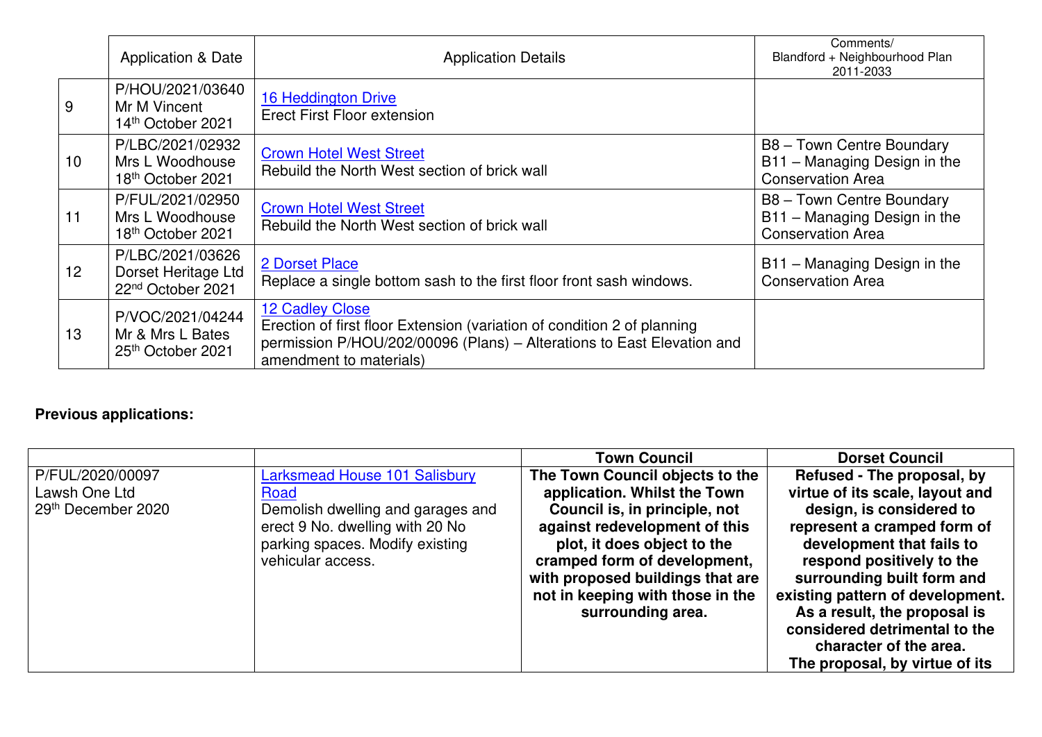| | Application & Date | Application Details | Comments/ Blandford + Neighbourhood Plan 2011-2033 |
|---|---|---|---|
| 9 | P/HOU/2021/03640 Mr M Vincent 14th October 2021 | 16 Heddington Drive Erect First Floor extension | |
| 10 | P/LBC/2021/02932 Mrs L Woodhouse 18th October 2021 | Crown Hotel West Street Rebuild the North West section of brick wall | B8 – Town Centre Boundary B11 – Managing Design in the Conservation Area |
| 11 | P/FUL/2021/02950 Mrs L Woodhouse 18th October 2021 | Crown Hotel West Street Rebuild the North West section of brick wall | B8 – Town Centre Boundary B11 – Managing Design in the Conservation Area |
| 12 | P/LBC/2021/03626 Dorset Heritage Ltd 22nd October 2021 | 2 Dorset Place Replace a single bottom sash to the first floor front sash windows. | B11 – Managing Design in the Conservation Area |
| 13 | P/VOC/2021/04244 Mr & Mrs L Bates 25th October 2021 | 12 Cadley Close Erection of first floor Extension (variation of condition 2 of planning permission P/HOU/202/00096 (Plans) – Alterations to East Elevation and amendment to materials) | |

**Previous applications:**

| | | Town Council | Dorset Council |
|---|---|---|---|
| P/FUL/2020/00097 Lawsh One Ltd 29th December 2020 | Larksmead House 101 Salisbury Road Demolish dwelling and garages and erect 9 No. dwelling with 20 No parking spaces. Modify existing vehicular access. | **The Town Council objects to the application. Whilst the Town Council is, in principle, not against redevelopment of this plot, it does object to the cramped form of development, with proposed buildings that are not in keeping with those in the surrounding area.** | **Refused - The proposal, by virtue of its scale, layout and design, is considered to represent a cramped form of development that fails to respond positively to the surrounding built form and existing pattern of development. As a result, the proposal is considered detrimental to the character of the area. The proposal, by virtue of its** |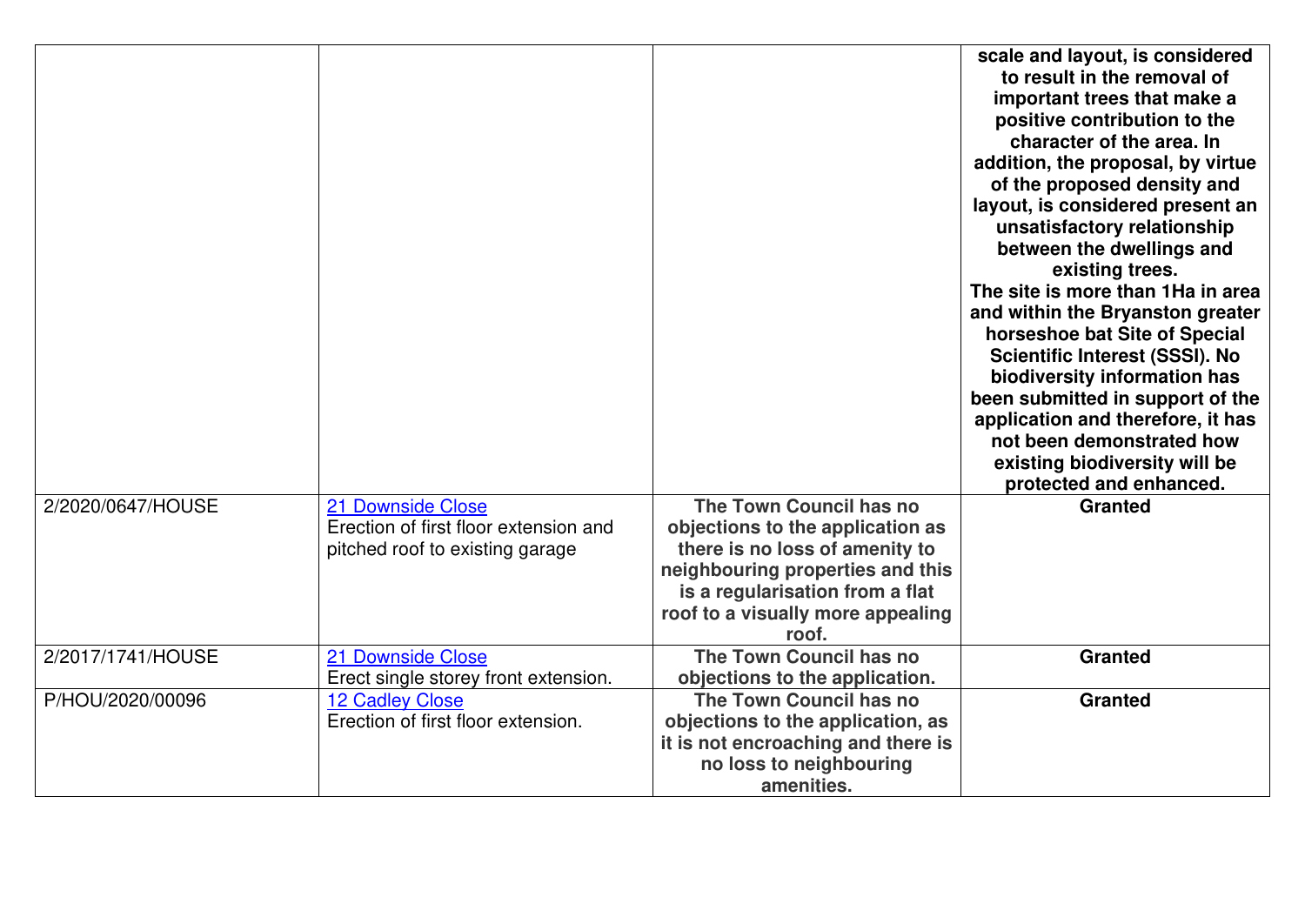| | | | |
|---|---|---|---|
| | | | **scale and layout, is considered to result in the removal of important trees that make a positive contribution to the character of the area. In addition, the proposal, by virtue of the proposed density and layout, is considered present an unsatisfactory relationship between the dwellings and existing trees. The site is more than 1Ha in area and within the Bryanston greater horseshoe bat Site of Special Scientific Interest (SSSI). No biodiversity information has been submitted in support of the application and therefore, it has not been demonstrated how existing biodiversity will be protected and enhanced.** |
| 2/2020/0647/HOUSE | 21 Downside Close<br>Erection of first floor extension and pitched roof to existing garage | **The Town Council has no objections to the application as there is no loss of amenity to neighbouring properties and this is a regularisation from a flat roof to a visually more appealing roof.** | **Granted** |
| 2/2017/1741/HOUSE | 21 Downside Close<br>Erect single storey front extension. | **The Town Council has no objections to the application.** | **Granted** |
| P/HOU/2020/00096 | 12 Cadley Close<br>Erection of first floor extension. | **The Town Council has no objections to the application, as it is not encroaching and there is no loss to neighbouring amenities.** | **Granted** |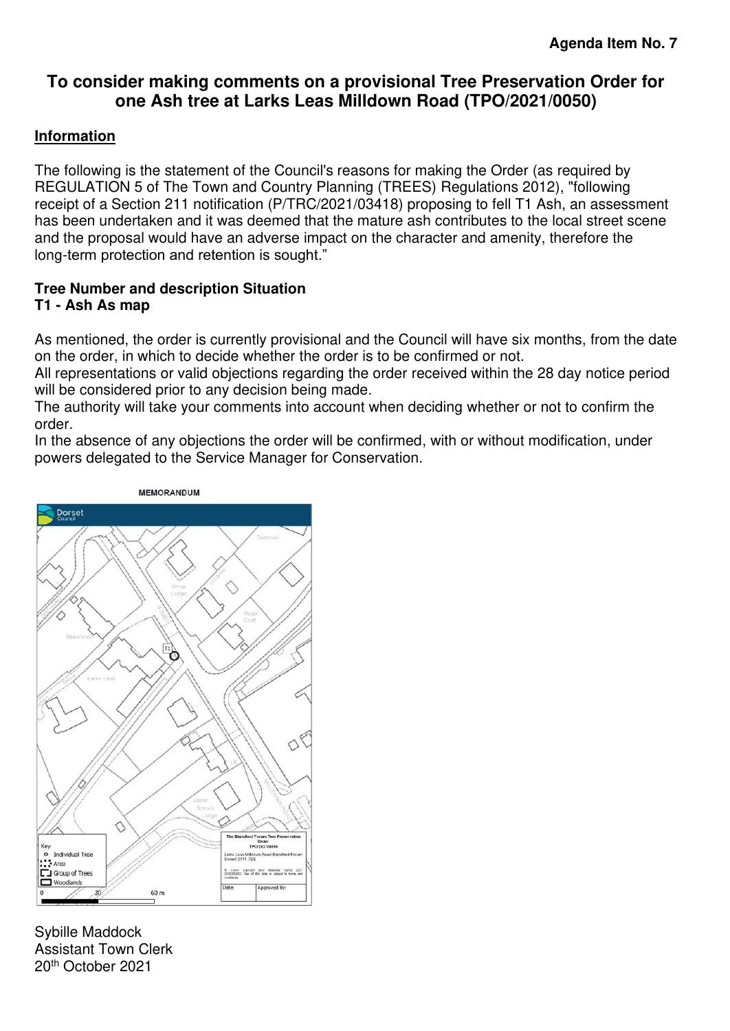**Agenda Item No. 7**

# To consider making comments on a provisional Tree Preservation Order for one Ash tree at Larks Leas Milldown Road (TPO/2021/0050)

## Information

The following is the statement of the Council's reasons for making the Order (as required by REGULATION 5 of The Town and Country Planning (TREES) Regulations 2012), "following receipt of a Section 211 notification (P/TRC/2021/03418) proposing to fell T1 Ash, an assessment has been undertaken and it was deemed that the mature ash contributes to the local street scene and the proposal would have an adverse impact on the character and amenity, therefore the long-term protection and retention is sought."

**Tree Number and description Situation**
**T1 - Ash As map**

As mentioned, the order is currently provisional and the Council will have six months, from the date on the order, in which to decide whether the order is to be confirmed or not.
All representations or valid objections regarding the order received within the 28 day notice period will be considered prior to any decision being made.
The authority will take your comments into account when deciding whether or not to confirm the order.
In the absence of any objections the order will be confirmed, with or without modification, under powers delegated to the Service Manager for Conservation.

MEMORANDUM

Sybille Maddock
Assistant Town Clerk
20th October 2021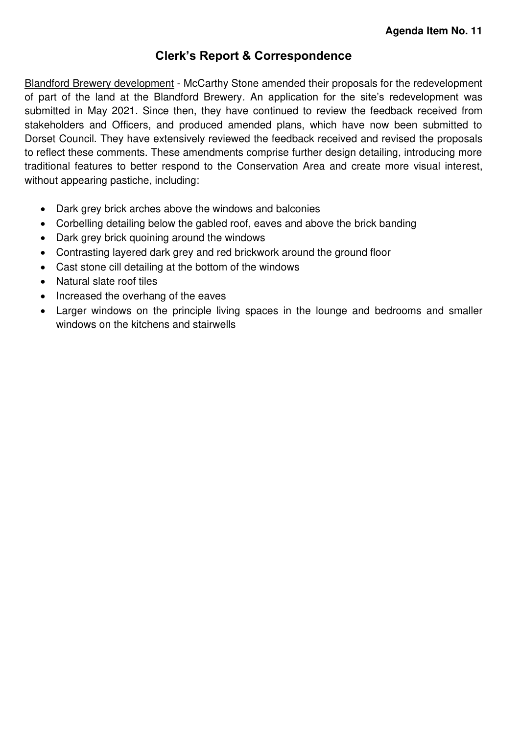**Agenda Item No. 11**

## Clerk's Report & Correspondence

Blandford Brewery development - McCarthy Stone amended their proposals for the redevelopment of part of the land at the Blandford Brewery. An application for the site's redevelopment was submitted in May 2021. Since then, they have continued to review the feedback received from stakeholders and Officers, and produced amended plans, which have now been submitted to Dorset Council. They have extensively reviewed the feedback received and revised the proposals to reflect these comments. These amendments comprise further design detailing, introducing more traditional features to better respond to the Conservation Area and create more visual interest, without appearing pastiche, including:

- Dark grey brick arches above the windows and balconies
- Corbelling detailing below the gabled roof, eaves and above the brick banding
- Dark grey brick quoining around the windows
- Contrasting layered dark grey and red brickwork around the ground floor
- Cast stone cill detailing at the bottom of the windows
- Natural slate roof tiles
- Increased the overhang of the eaves
- Larger windows on the principle living spaces in the lounge and bedrooms and smaller windows on the kitchens and stairwells